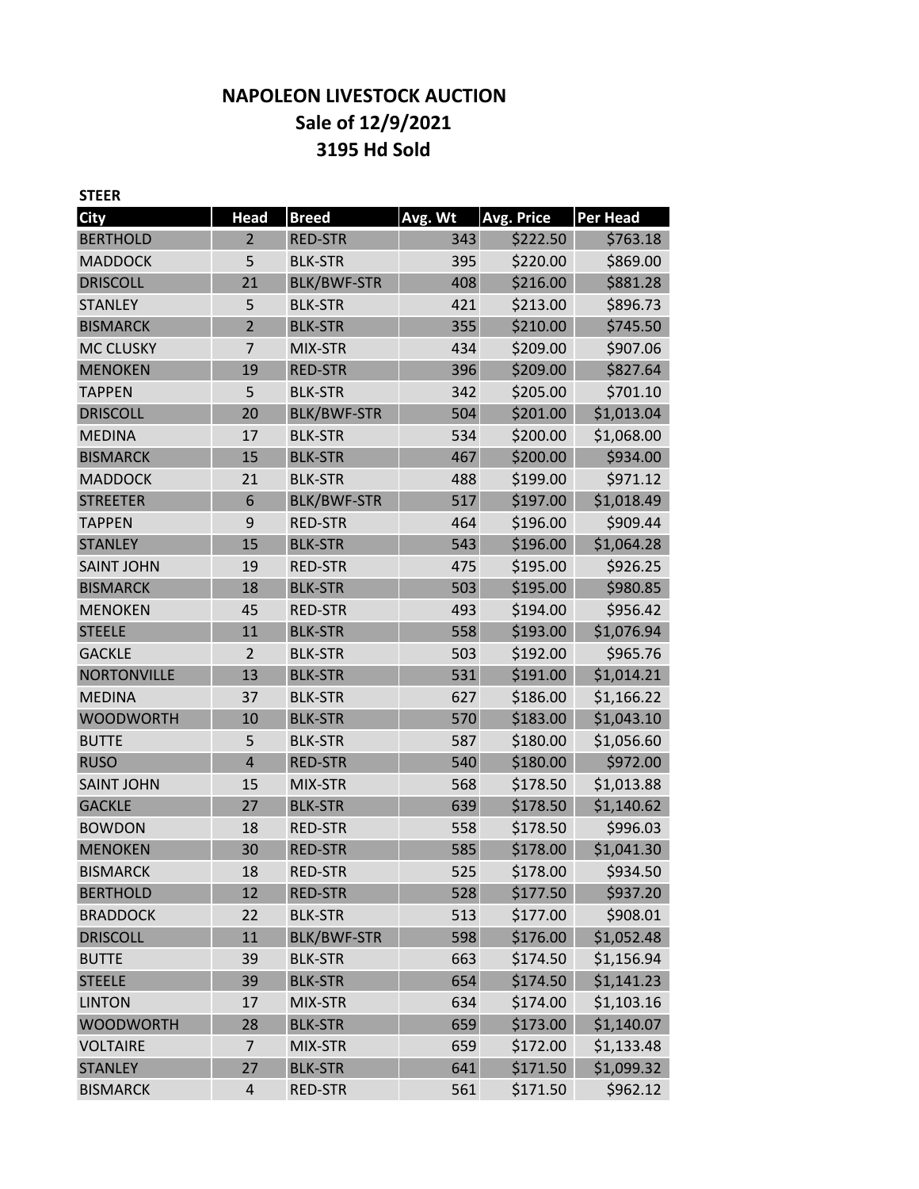# NAPOLEON LIVESTOCK AUCTION
## Sale of 12/9/2021
## 3195 Hd Sold

**STEER**

| City | Head | Breed | Avg. Wt | Avg. Price | Per Head |
|---|---|---|---|---|---|
| BERTHOLD | 2 | RED-STR | 343 | $222.50 | $763.18 |
| MADDOCK | 5 | BLK-STR | 395 | $220.00 | $869.00 |
| DRISCOLL | 21 | BLK/BWF-STR | 408 | $216.00 | $881.28 |
| STANLEY | 5 | BLK-STR | 421 | $213.00 | $896.73 |
| BISMARCK | 2 | BLK-STR | 355 | $210.00 | $745.50 |
| MC CLUSKY | 7 | MIX-STR | 434 | $209.00 | $907.06 |
| MENOKEN | 19 | RED-STR | 396 | $209.00 | $827.64 |
| TAPPEN | 5 | BLK-STR | 342 | $205.00 | $701.10 |
| DRISCOLL | 20 | BLK/BWF-STR | 504 | $201.00 | $1,013.04 |
| MEDINA | 17 | BLK-STR | 534 | $200.00 | $1,068.00 |
| BISMARCK | 15 | BLK-STR | 467 | $200.00 | $934.00 |
| MADDOCK | 21 | BLK-STR | 488 | $199.00 | $971.12 |
| STREETER | 6 | BLK/BWF-STR | 517 | $197.00 | $1,018.49 |
| TAPPEN | 9 | RED-STR | 464 | $196.00 | $909.44 |
| STANLEY | 15 | BLK-STR | 543 | $196.00 | $1,064.28 |
| SAINT JOHN | 19 | RED-STR | 475 | $195.00 | $926.25 |
| BISMARCK | 18 | BLK-STR | 503 | $195.00 | $980.85 |
| MENOKEN | 45 | RED-STR | 493 | $194.00 | $956.42 |
| STEELE | 11 | BLK-STR | 558 | $193.00 | $1,076.94 |
| GACKLE | 2 | BLK-STR | 503 | $192.00 | $965.76 |
| NORTONVILLE | 13 | BLK-STR | 531 | $191.00 | $1,014.21 |
| MEDINA | 37 | BLK-STR | 627 | $186.00 | $1,166.22 |
| WOODWORTH | 10 | BLK-STR | 570 | $183.00 | $1,043.10 |
| BUTTE | 5 | BLK-STR | 587 | $180.00 | $1,056.60 |
| RUSO | 4 | RED-STR | 540 | $180.00 | $972.00 |
| SAINT JOHN | 15 | MIX-STR | 568 | $178.50 | $1,013.88 |
| GACKLE | 27 | BLK-STR | 639 | $178.50 | $1,140.62 |
| BOWDON | 18 | RED-STR | 558 | $178.50 | $996.03 |
| MENOKEN | 30 | RED-STR | 585 | $178.00 | $1,041.30 |
| BISMARCK | 18 | RED-STR | 525 | $178.00 | $934.50 |
| BERTHOLD | 12 | RED-STR | 528 | $177.50 | $937.20 |
| BRADDOCK | 22 | BLK-STR | 513 | $177.00 | $908.01 |
| DRISCOLL | 11 | BLK/BWF-STR | 598 | $176.00 | $1,052.48 |
| BUTTE | 39 | BLK-STR | 663 | $174.50 | $1,156.94 |
| STEELE | 39 | BLK-STR | 654 | $174.50 | $1,141.23 |
| LINTON | 17 | MIX-STR | 634 | $174.00 | $1,103.16 |
| WOODWORTH | 28 | BLK-STR | 659 | $173.00 | $1,140.07 |
| VOLTAIRE | 7 | MIX-STR | 659 | $172.00 | $1,133.48 |
| STANLEY | 27 | BLK-STR | 641 | $171.50 | $1,099.32 |
| BISMARCK | 4 | RED-STR | 561 | $171.50 | $962.12 |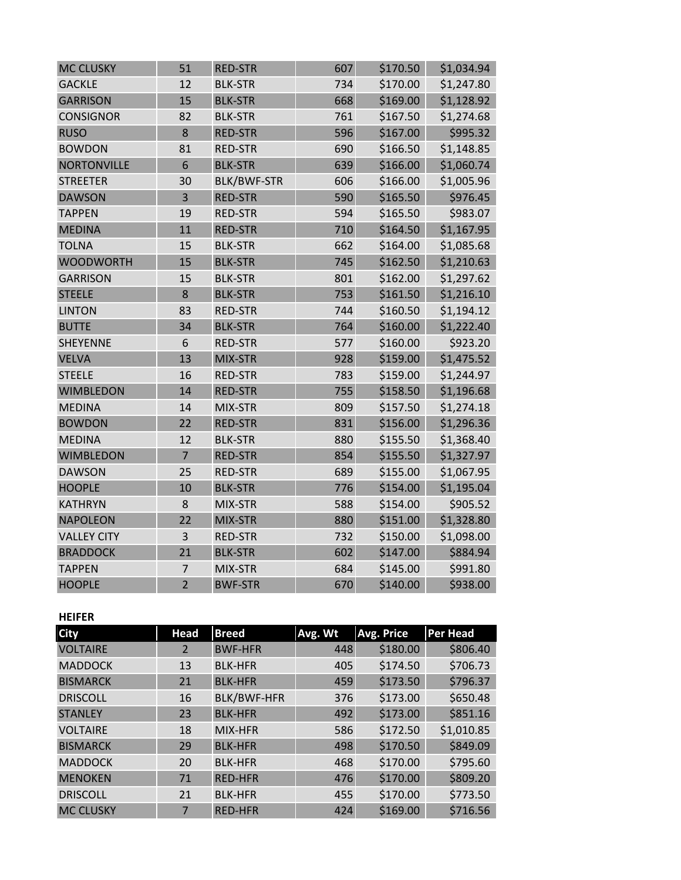| | | | | | |
|---|---|---|---|---|---|
| MC CLUSKY | 51 | RED-STR | 607 | $170.50 | $1,034.94 |
| GACKLE | 12 | BLK-STR | 734 | $170.00 | $1,247.80 |
| GARRISON | 15 | BLK-STR | 668 | $169.00 | $1,128.92 |
| CONSIGNOR | 82 | BLK-STR | 761 | $167.50 | $1,274.68 |
| RUSO | 8 | RED-STR | 596 | $167.00 | $995.32 |
| BOWDON | 81 | RED-STR | 690 | $166.50 | $1,148.85 |
| NORTONVILLE | 6 | BLK-STR | 639 | $166.00 | $1,060.74 |
| STREETER | 30 | BLK/BWF-STR | 606 | $166.00 | $1,005.96 |
| DAWSON | 3 | RED-STR | 590 | $165.50 | $976.45 |
| TAPPEN | 19 | RED-STR | 594 | $165.50 | $983.07 |
| MEDINA | 11 | RED-STR | 710 | $164.50 | $1,167.95 |
| TOLNA | 15 | BLK-STR | 662 | $164.00 | $1,085.68 |
| WOODWORTH | 15 | BLK-STR | 745 | $162.50 | $1,210.63 |
| GARRISON | 15 | BLK-STR | 801 | $162.00 | $1,297.62 |
| STEELE | 8 | BLK-STR | 753 | $161.50 | $1,216.10 |
| LINTON | 83 | RED-STR | 744 | $160.50 | $1,194.12 |
| BUTTE | 34 | BLK-STR | 764 | $160.00 | $1,222.40 |
| SHEYENNE | 6 | RED-STR | 577 | $160.00 | $923.20 |
| VELVA | 13 | MIX-STR | 928 | $159.00 | $1,475.52 |
| STEELE | 16 | RED-STR | 783 | $159.00 | $1,244.97 |
| WIMBLEDON | 14 | RED-STR | 755 | $158.50 | $1,196.68 |
| MEDINA | 14 | MIX-STR | 809 | $157.50 | $1,274.18 |
| BOWDON | 22 | RED-STR | 831 | $156.00 | $1,296.36 |
| MEDINA | 12 | BLK-STR | 880 | $155.50 | $1,368.40 |
| WIMBLEDON | 7 | RED-STR | 854 | $155.50 | $1,327.97 |
| DAWSON | 25 | RED-STR | 689 | $155.00 | $1,067.95 |
| HOOPLE | 10 | BLK-STR | 776 | $154.00 | $1,195.04 |
| KATHRYN | 8 | MIX-STR | 588 | $154.00 | $905.52 |
| NAPOLEON | 22 | MIX-STR | 880 | $151.00 | $1,328.80 |
| VALLEY CITY | 3 | RED-STR | 732 | $150.00 | $1,098.00 |
| BRADDOCK | 21 | BLK-STR | 602 | $147.00 | $884.94 |
| TAPPEN | 7 | MIX-STR | 684 | $145.00 | $991.80 |
| HOOPLE | 2 | BWF-STR | 670 | $140.00 | $938.00 |

**HEIFER**

| City | Head | Breed | Avg. Wt | Avg. Price | Per Head |
|---|---|---|---|---|---|
| VOLTAIRE | 2 | BWF-HFR | 448 | $180.00 | $806.40 |
| MADDOCK | 13 | BLK-HFR | 405 | $174.50 | $706.73 |
| BISMARCK | 21 | BLK-HFR | 459 | $173.50 | $796.37 |
| DRISCOLL | 16 | BLK/BWF-HFR | 376 | $173.00 | $650.48 |
| STANLEY | 23 | BLK-HFR | 492 | $173.00 | $851.16 |
| VOLTAIRE | 18 | MIX-HFR | 586 | $172.50 | $1,010.85 |
| BISMARCK | 29 | BLK-HFR | 498 | $170.50 | $849.09 |
| MADDOCK | 20 | BLK-HFR | 468 | $170.00 | $795.60 |
| MENOKEN | 71 | RED-HFR | 476 | $170.00 | $809.20 |
| DRISCOLL | 21 | BLK-HFR | 455 | $170.00 | $773.50 |
| MC CLUSKY | 7 | RED-HFR | 424 | $169.00 | $716.56 |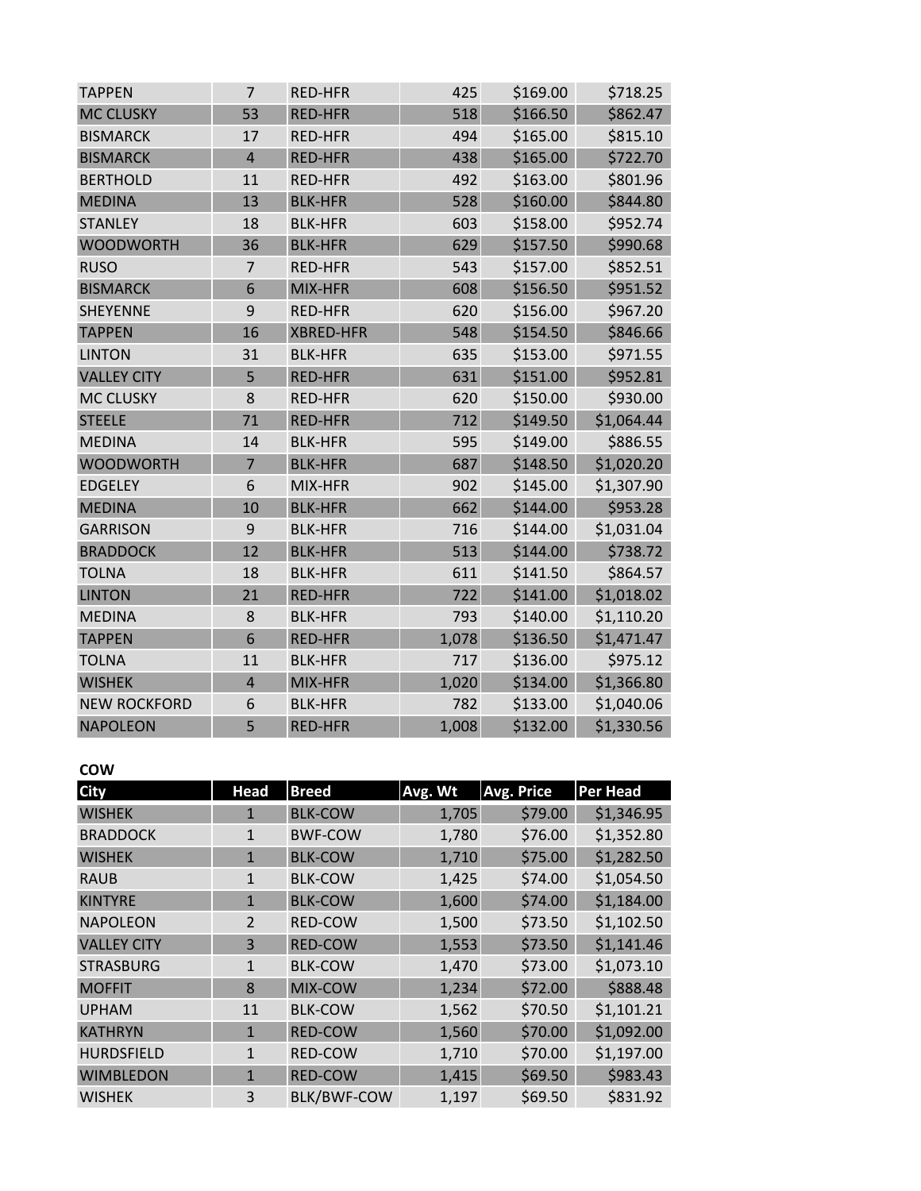| | | | | | |
|---|---|---|---|---|---|
| TAPPEN | 7 | RED-HFR | 425 | $169.00 | $718.25 |
| MC CLUSKY | 53 | RED-HFR | 518 | $166.50 | $862.47 |
| BISMARCK | 17 | RED-HFR | 494 | $165.00 | $815.10 |
| BISMARCK | 4 | RED-HFR | 438 | $165.00 | $722.70 |
| BERTHOLD | 11 | RED-HFR | 492 | $163.00 | $801.96 |
| MEDINA | 13 | BLK-HFR | 528 | $160.00 | $844.80 |
| STANLEY | 18 | BLK-HFR | 603 | $158.00 | $952.74 |
| WOODWORTH | 36 | BLK-HFR | 629 | $157.50 | $990.68 |
| RUSO | 7 | RED-HFR | 543 | $157.00 | $852.51 |
| BISMARCK | 6 | MIX-HFR | 608 | $156.50 | $951.52 |
| SHEYENNE | 9 | RED-HFR | 620 | $156.00 | $967.20 |
| TAPPEN | 16 | XBRED-HFR | 548 | $154.50 | $846.66 |
| LINTON | 31 | BLK-HFR | 635 | $153.00 | $971.55 |
| VALLEY CITY | 5 | RED-HFR | 631 | $151.00 | $952.81 |
| MC CLUSKY | 8 | RED-HFR | 620 | $150.00 | $930.00 |
| STEELE | 71 | RED-HFR | 712 | $149.50 | $1,064.44 |
| MEDINA | 14 | BLK-HFR | 595 | $149.00 | $886.55 |
| WOODWORTH | 7 | BLK-HFR | 687 | $148.50 | $1,020.20 |
| EDGELEY | 6 | MIX-HFR | 902 | $145.00 | $1,307.90 |
| MEDINA | 10 | BLK-HFR | 662 | $144.00 | $953.28 |
| GARRISON | 9 | BLK-HFR | 716 | $144.00 | $1,031.04 |
| BRADDOCK | 12 | BLK-HFR | 513 | $144.00 | $738.72 |
| TOLNA | 18 | BLK-HFR | 611 | $141.50 | $864.57 |
| LINTON | 21 | RED-HFR | 722 | $141.00 | $1,018.02 |
| MEDINA | 8 | BLK-HFR | 793 | $140.00 | $1,110.20 |
| TAPPEN | 6 | RED-HFR | 1,078 | $136.50 | $1,471.47 |
| TOLNA | 11 | BLK-HFR | 717 | $136.00 | $975.12 |
| WISHEK | 4 | MIX-HFR | 1,020 | $134.00 | $1,366.80 |
| NEW ROCKFORD | 6 | BLK-HFR | 782 | $133.00 | $1,040.06 |
| NAPOLEON | 5 | RED-HFR | 1,008 | $132.00 | $1,330.56 |

**COW**

| City | Head | Breed | Avg. Wt | Avg. Price | Per Head |
|---|---|---|---|---|---|
| WISHEK | 1 | BLK-COW | 1,705 | $79.00 | $1,346.95 |
| BRADDOCK | 1 | BWF-COW | 1,780 | $76.00 | $1,352.80 |
| WISHEK | 1 | BLK-COW | 1,710 | $75.00 | $1,282.50 |
| RAUB | 1 | BLK-COW | 1,425 | $74.00 | $1,054.50 |
| KINTYRE | 1 | BLK-COW | 1,600 | $74.00 | $1,184.00 |
| NAPOLEON | 2 | RED-COW | 1,500 | $73.50 | $1,102.50 |
| VALLEY CITY | 3 | RED-COW | 1,553 | $73.50 | $1,141.46 |
| STRASBURG | 1 | BLK-COW | 1,470 | $73.00 | $1,073.10 |
| MOFFIT | 8 | MIX-COW | 1,234 | $72.00 | $888.48 |
| UPHAM | 11 | BLK-COW | 1,562 | $70.50 | $1,101.21 |
| KATHRYN | 1 | RED-COW | 1,560 | $70.00 | $1,092.00 |
| HURDSFIELD | 1 | RED-COW | 1,710 | $70.00 | $1,197.00 |
| WIMBLEDON | 1 | RED-COW | 1,415 | $69.50 | $983.43 |
| WISHEK | 3 | BLK/BWF-COW | 1,197 | $69.50 | $831.92 |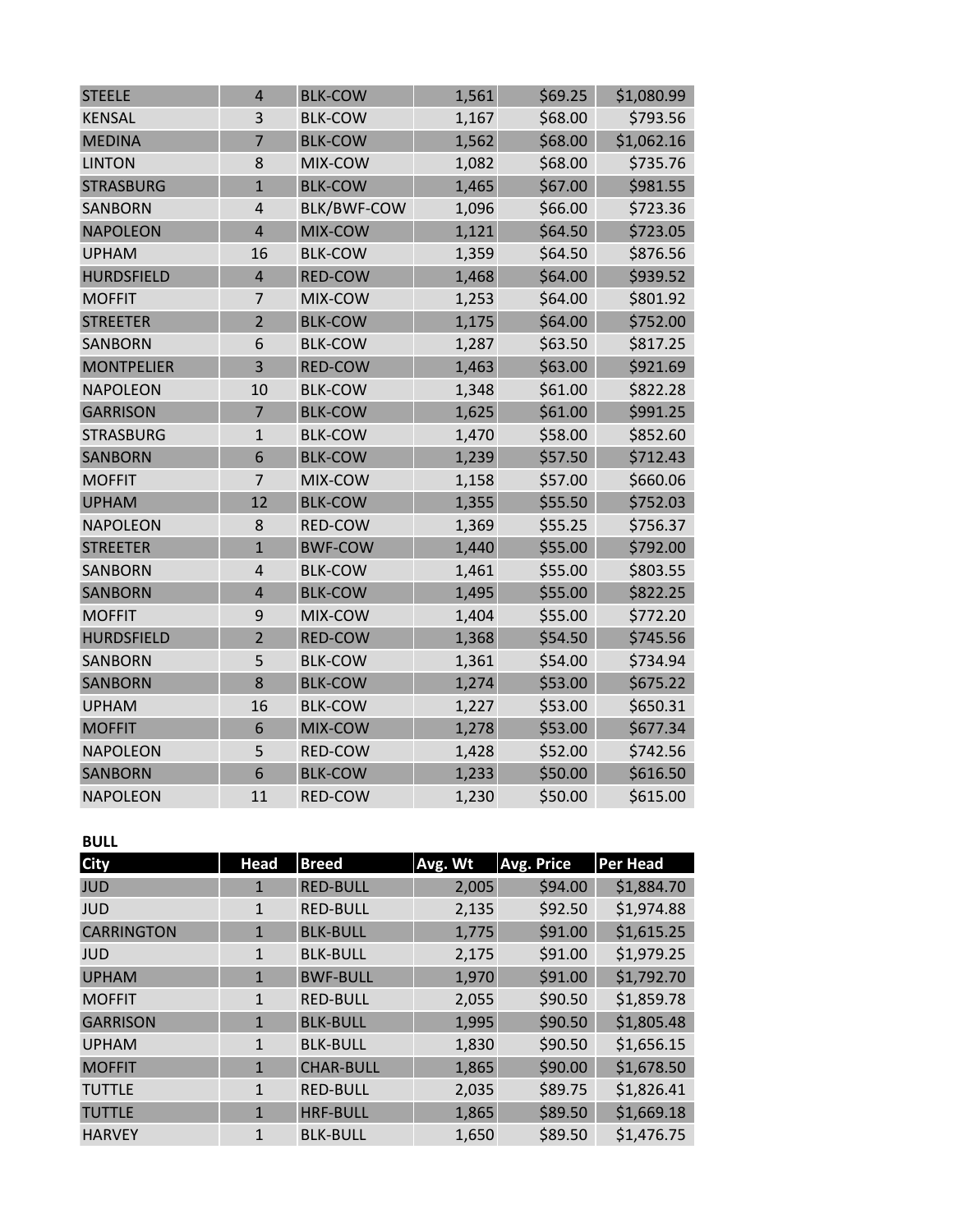| | | | | | |
|---|---|---|---|---|---|
| STEELE | 4 | BLK-COW | 1,561 | $69.25 | $1,080.99 |
| KENSAL | 3 | BLK-COW | 1,167 | $68.00 | $793.56 |
| MEDINA | 7 | BLK-COW | 1,562 | $68.00 | $1,062.16 |
| LINTON | 8 | MIX-COW | 1,082 | $68.00 | $735.76 |
| STRASBURG | 1 | BLK-COW | 1,465 | $67.00 | $981.55 |
| SANBORN | 4 | BLK/BWF-COW | 1,096 | $66.00 | $723.36 |
| NAPOLEON | 4 | MIX-COW | 1,121 | $64.50 | $723.05 |
| UPHAM | 16 | BLK-COW | 1,359 | $64.50 | $876.56 |
| HURDSFIELD | 4 | RED-COW | 1,468 | $64.00 | $939.52 |
| MOFFIT | 7 | MIX-COW | 1,253 | $64.00 | $801.92 |
| STREETER | 2 | BLK-COW | 1,175 | $64.00 | $752.00 |
| SANBORN | 6 | BLK-COW | 1,287 | $63.50 | $817.25 |
| MONTPELIER | 3 | RED-COW | 1,463 | $63.00 | $921.69 |
| NAPOLEON | 10 | BLK-COW | 1,348 | $61.00 | $822.28 |
| GARRISON | 7 | BLK-COW | 1,625 | $61.00 | $991.25 |
| STRASBURG | 1 | BLK-COW | 1,470 | $58.00 | $852.60 |
| SANBORN | 6 | BLK-COW | 1,239 | $57.50 | $712.43 |
| MOFFIT | 7 | MIX-COW | 1,158 | $57.00 | $660.06 |
| UPHAM | 12 | BLK-COW | 1,355 | $55.50 | $752.03 |
| NAPOLEON | 8 | RED-COW | 1,369 | $55.25 | $756.37 |
| STREETER | 1 | BWF-COW | 1,440 | $55.00 | $792.00 |
| SANBORN | 4 | BLK-COW | 1,461 | $55.00 | $803.55 |
| SANBORN | 4 | BLK-COW | 1,495 | $55.00 | $822.25 |
| MOFFIT | 9 | MIX-COW | 1,404 | $55.00 | $772.20 |
| HURDSFIELD | 2 | RED-COW | 1,368 | $54.50 | $745.56 |
| SANBORN | 5 | BLK-COW | 1,361 | $54.00 | $734.94 |
| SANBORN | 8 | BLK-COW | 1,274 | $53.00 | $675.22 |
| UPHAM | 16 | BLK-COW | 1,227 | $53.00 | $650.31 |
| MOFFIT | 6 | MIX-COW | 1,278 | $53.00 | $677.34 |
| NAPOLEON | 5 | RED-COW | 1,428 | $52.00 | $742.56 |
| SANBORN | 6 | BLK-COW | 1,233 | $50.00 | $616.50 |
| NAPOLEON | 11 | RED-COW | 1,230 | $50.00 | $615.00 |

**BULL**

| City | Head | Breed | Avg. Wt | Avg. Price | Per Head |
|---|---|---|---|---|---|
| JUD | 1 | RED-BULL | 2,005 | $94.00 | $1,884.70 |
| JUD | 1 | RED-BULL | 2,135 | $92.50 | $1,974.88 |
| CARRINGTON | 1 | BLK-BULL | 1,775 | $91.00 | $1,615.25 |
| JUD | 1 | BLK-BULL | 2,175 | $91.00 | $1,979.25 |
| UPHAM | 1 | BWF-BULL | 1,970 | $91.00 | $1,792.70 |
| MOFFIT | 1 | RED-BULL | 2,055 | $90.50 | $1,859.78 |
| GARRISON | 1 | BLK-BULL | 1,995 | $90.50 | $1,805.48 |
| UPHAM | 1 | BLK-BULL | 1,830 | $90.50 | $1,656.15 |
| MOFFIT | 1 | CHAR-BULL | 1,865 | $90.00 | $1,678.50 |
| TUTTLE | 1 | RED-BULL | 2,035 | $89.75 | $1,826.41 |
| TUTTLE | 1 | HRF-BULL | 1,865 | $89.50 | $1,669.18 |
| HARVEY | 1 | BLK-BULL | 1,650 | $89.50 | $1,476.75 |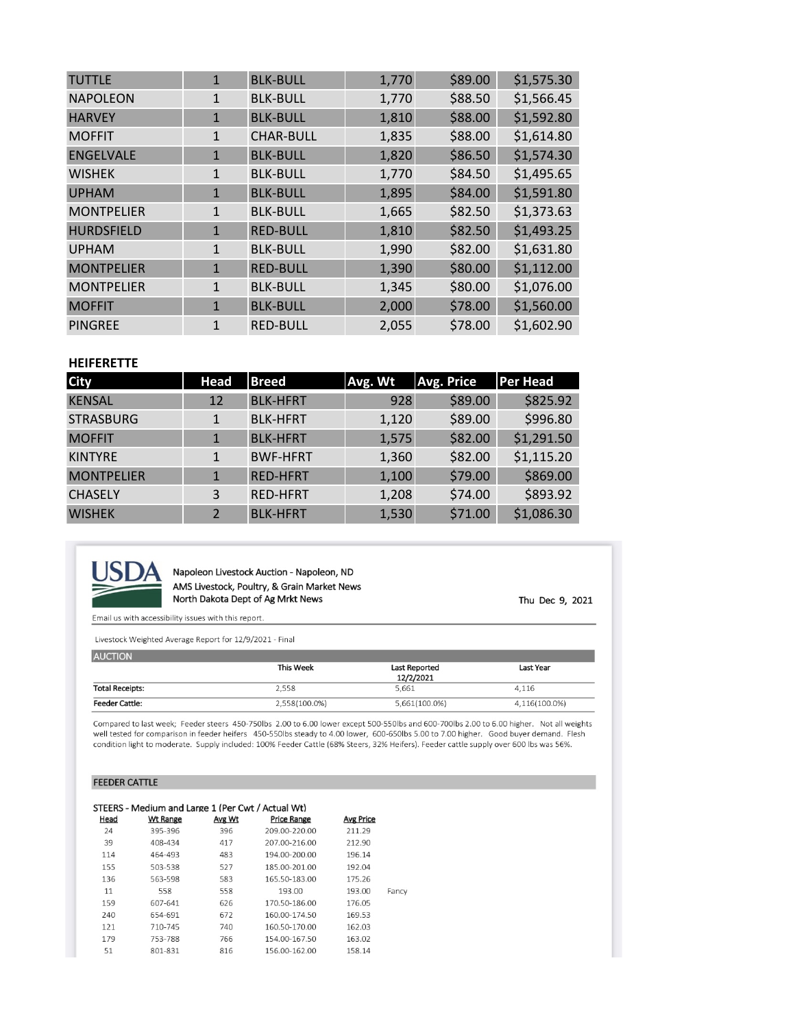| | | | | | |
|---|---|---|---|---|---|
| TUTTLE | 1 | BLK-BULL | 1,770 | $89.00 | $1,575.30 |
| NAPOLEON | 1 | BLK-BULL | 1,770 | $88.50 | $1,566.45 |
| HARVEY | 1 | BLK-BULL | 1,810 | $88.00 | $1,592.80 |
| MOFFIT | 1 | CHAR-BULL | 1,835 | $88.00 | $1,614.80 |
| ENGELVALE | 1 | BLK-BULL | 1,820 | $86.50 | $1,574.30 |
| WISHEK | 1 | BLK-BULL | 1,770 | $84.50 | $1,495.65 |
| UPHAM | 1 | BLK-BULL | 1,895 | $84.00 | $1,591.80 |
| MONTPELIER | 1 | BLK-BULL | 1,665 | $82.50 | $1,373.63 |
| HURDSFIELD | 1 | RED-BULL | 1,810 | $82.50 | $1,493.25 |
| UPHAM | 1 | BLK-BULL | 1,990 | $82.00 | $1,631.80 |
| MONTPELIER | 1 | RED-BULL | 1,390 | $80.00 | $1,112.00 |
| MONTPELIER | 1 | BLK-BULL | 1,345 | $80.00 | $1,076.00 |
| MOFFIT | 1 | BLK-BULL | 2,000 | $78.00 | $1,560.00 |
| PINGREE | 1 | RED-BULL | 2,055 | $78.00 | $1,602.90 |

**HEIFERETTE**

| City | Head | Breed | Avg. Wt | Avg. Price | Per Head |
|---|---|---|---|---|---|
| KENSAL | 12 | BLK-HFRT | 928 | $89.00 | $825.92 |
| STRASBURG | 1 | BLK-HFRT | 1,120 | $89.00 | $996.80 |
| MOFFIT | 1 | BLK-HFRT | 1,575 | $82.00 | $1,291.50 |
| KINTYRE | 1 | BWF-HFRT | 1,360 | $82.00 | $1,115.20 |
| MONTPELIER | 1 | RED-HFRT | 1,100 | $79.00 | $869.00 |
| CHASELY | 3 | RED-HFRT | 1,208 | $74.00 | $893.92 |
| WISHEK | 2 | BLK-HFRT | 1,530 | $71.00 | $1,086.30 |

USDA

Napoleon Livestock Auction - Napoleon, ND
AMS Livestock, Poultry, & Grain Market News
North Dakota Dept of Ag Mrkt News

Thu Dec 9, 2021

Email us with accessibility issues with this report.

Livestock Weighted Average Report for 12/9/2021 - Final

**AUCTION**

| | This Week | Last Reported 12/2/2021 | Last Year |
|---|---|---|---|
| Total Receipts: | 2,558 | 5,661 | 4,116 |
| Feeder Cattle: | 2,558(100.0%) | 5,661(100.0%) | 4,116(100.0%) |

Compared to last week; Feeder steers 450-750lbs 2.00 to 6.00 lower except 500-550lbs and 600-700lbs 2.00 to 6.00 higher. Not all weights well tested for comparison in feeder heifers 450-550lbs steady to 4.00 lower, 600-650lbs 5.00 to 7.00 higher. Good buyer demand. Flesh condition light to moderate. Supply included: 100% Feeder Cattle (68% Steers, 32% Heifers). Feeder cattle supply over 600 lbs was 56%.

**FEEDER CATTLE**

STEERS - Medium and Large 1 (Per Cwt / Actual Wt)

| Head | Wt Range | Avg Wt | Price Range | Avg Price | |
|---|---|---|---|---|---|
| 24 | 395-396 | 396 | 209.00-220.00 | 211.29 | |
| 39 | 408-434 | 417 | 207.00-216.00 | 212.90 | |
| 114 | 464-493 | 483 | 194.00-200.00 | 196.14 | |
| 155 | 503-538 | 527 | 185.00-201.00 | 192.04 | |
| 136 | 563-598 | 583 | 165.50-183.00 | 175.26 | |
| 11 | 558 | 558 | 193.00 | 193.00 | Fancy |
| 159 | 607-641 | 626 | 170.50-186.00 | 176.05 | |
| 240 | 654-691 | 672 | 160.00-174.50 | 169.53 | |
| 121 | 710-745 | 740 | 160.50-170.00 | 162.03 | |
| 179 | 753-788 | 766 | 154.00-167.50 | 163.02 | |
| 51 | 801-831 | 816 | 156.00-162.00 | 158.14 | |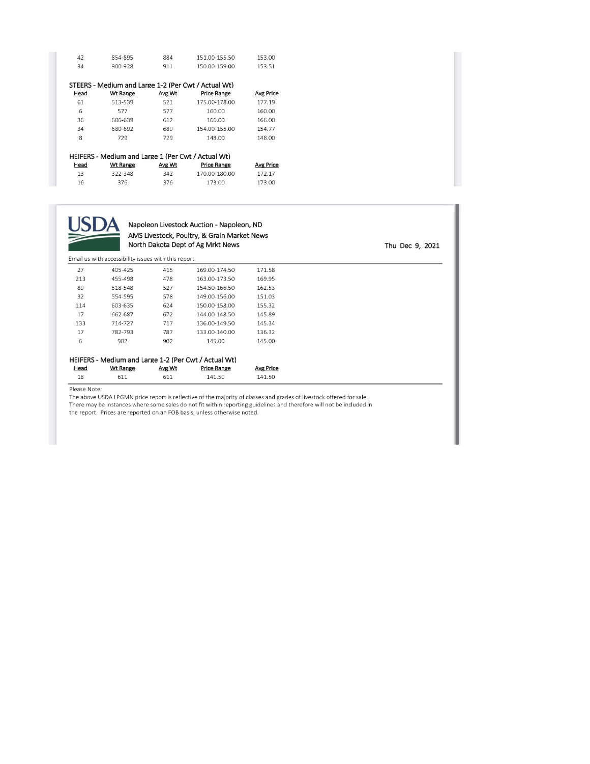| | | | | |
|---|---|---|---|---|
| 42 | 854-895 | 884 | 151.00-155.50 | 153.00 |
| 34 | 900-928 | 911 | 150.00-159.00 | 153.51 |

STEERS - Medium and Large 1-2 (Per Cwt / Actual Wt)

| Head | Wt Range | Avg Wt | Price Range | Avg Price |
|---|---|---|---|---|
| 61 | 513-539 | 521 | 175.00-178.00 | 177.19 |
| 6 | 577 | 577 | 160.00 | 160.00 |
| 36 | 606-639 | 612 | 166.00 | 166.00 |
| 34 | 680-692 | 689 | 154.00-155.00 | 154.77 |
| 8 | 729 | 729 | 148.00 | 148.00 |

HEIFERS - Medium and Large 1 (Per Cwt / Actual Wt)

| Head | Wt Range | Avg Wt | Price Range | Avg Price |
|---|---|---|---|---|
| 13 | 322-348 | 342 | 170.00-180.00 | 172.17 |
| 16 | 376 | 376 | 173.00 | 173.00 |
| 27 | 405-425 | 415 | 169.00-174.50 | 171.58 |
| 213 | 455-498 | 478 | 163.00-173.50 | 169.95 |
| 89 | 518-548 | 527 | 154.50-166.50 | 162.53 |
| 32 | 554-595 | 578 | 149.00-156.00 | 151.03 |
| 114 | 603-635 | 624 | 150.00-158.00 | 155.32 |
| 17 | 662-687 | 672 | 144.00-148.50 | 145.89 |
| 133 | 714-727 | 717 | 136.00-149.50 | 145.34 |
| 17 | 782-793 | 787 | 133.00-140.00 | 136.32 |
| 6 | 902 | 902 | 145.00 | 145.00 |

HEIFERS - Medium and Large 1-2 (Per Cwt / Actual Wt)

| Head | Wt Range | Avg Wt | Price Range | Avg Price |
|---|---|---|---|---|
| 18 | 611 | 611 | 141.50 | 141.50 |

Please Note:
The above USDA LPGMN price report is reflective of the majority of classes and grades of livestock offered for sale. There may be instances where some sales do not fit within reporting guidelines and therefore will not be included in the report. Prices are reported on an FOB basis, unless otherwise noted.